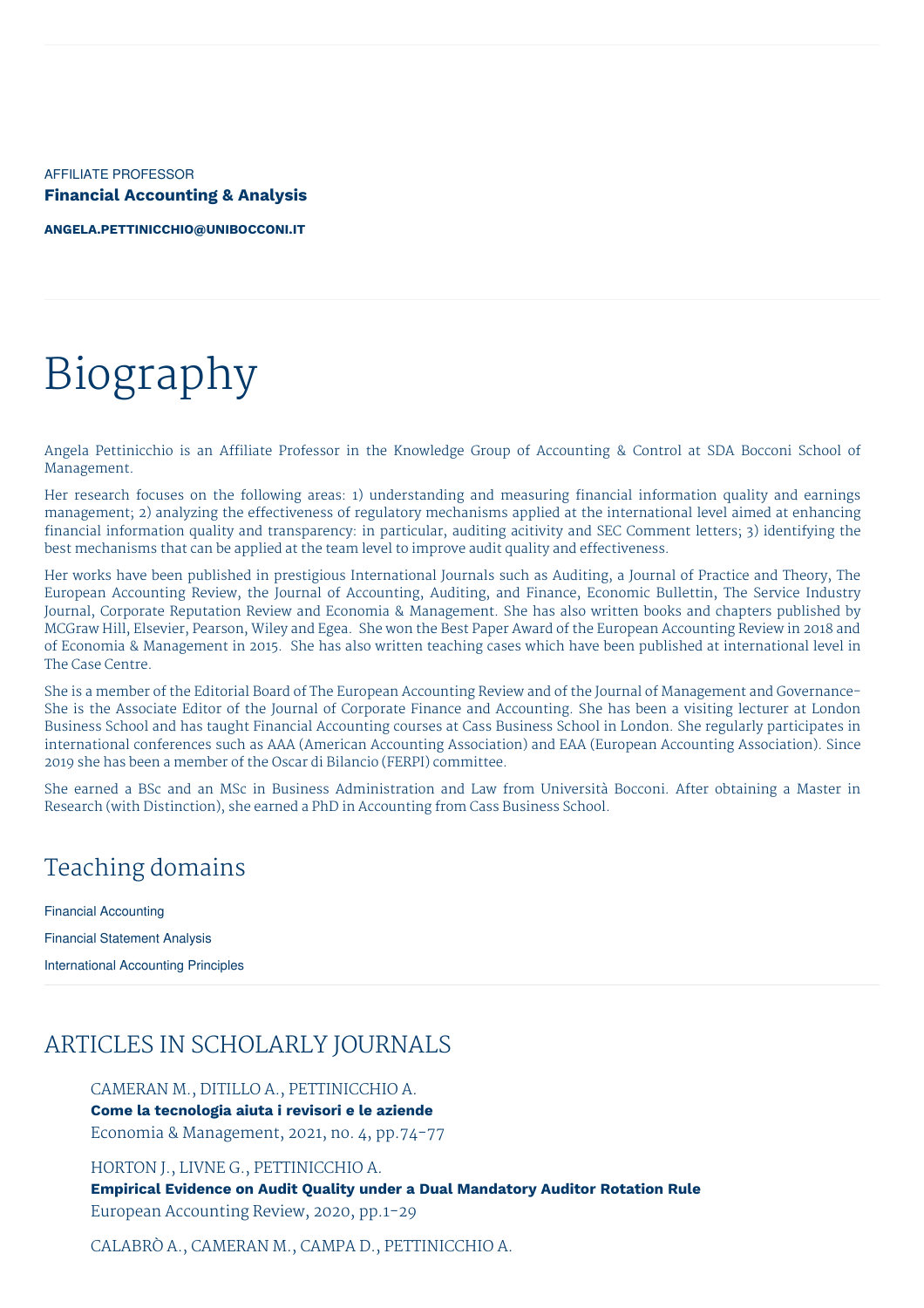AFFILIATE PROFESSOR

**Financial Accounting & Analysis**

**ANGELA.PETTINICCHIO@UNIBOCCONI.IT**

# Biography

Angela Pettinicchio is an Affiliate Professor in the Knowledge Group of Accounting & Control at SDA Bocconi School of Management.

Her research focuses on the following areas: 1) understanding and measuring financial information quality and earnings management; 2) analyzing the effectiveness of regulatory mechanisms applied at the international level aimed at enhancing financial information quality and transparency: in particular, auditing acitivity and SEC Comment letters; 3) identifying the best mechanisms that can be applied at the team level to improve audit quality and effectiveness.

Her works have been published in prestigious International Journals such as Auditing, a Journal of Practice and Theory, The European Accounting Review, the Journal of Accounting, Auditing, and Finance, Economic Bullettin, The Service Industry Journal, Corporate Reputation Review and Economia & Management. She has also written books and chapters published by MCGraw Hill, Elsevier, Pearson, Wiley and Egea.  She won the Best Paper Award of the European Accounting Review in 2018 and of Economia & Management in 2015.  She has also written teaching cases which have been published at international level in The Case Centre.

She is a member of the Editorial Board of The European Accounting Review and of the Journal of Management and Governance- She is the Associate Editor of the Journal of Corporate Finance and Accounting. She has been a visiting lecturer at London Business School and has taught Financial Accounting courses at Cass Business School in London. She regularly participates in international conferences such as AAA (American Accounting Association) and EAA (European Accounting Association). Since 2019 she has been a member of the Oscar di Bilancio (FERPI) committee.

She earned a BSc and an MSc in Business Administration and Law from Università Bocconi. After obtaining a Master in Research (with Distinction), she earned a PhD in Accounting from Cass Business School.

## Teaching domains

Financial Accounting

Financial Statement Analysis

International Accounting Principles

## ARTICLES IN SCHOLARLY JOURNALS

CAMERAN M., DITILLO A., PETTINICCHIO A.
**Come la tecnologia aiuta i revisori e le aziende**
Economia & Management, 2021, no. 4, pp.74-77

HORTON J., LIVNE G., PETTINICCHIO A.
**Empirical Evidence on Audit Quality under a Dual Mandatory Auditor Rotation Rule**
European Accounting Review, 2020, pp.1-29

CALABRÒ A., CAMERAN M., CAMPA D., PETTINICCHIO A.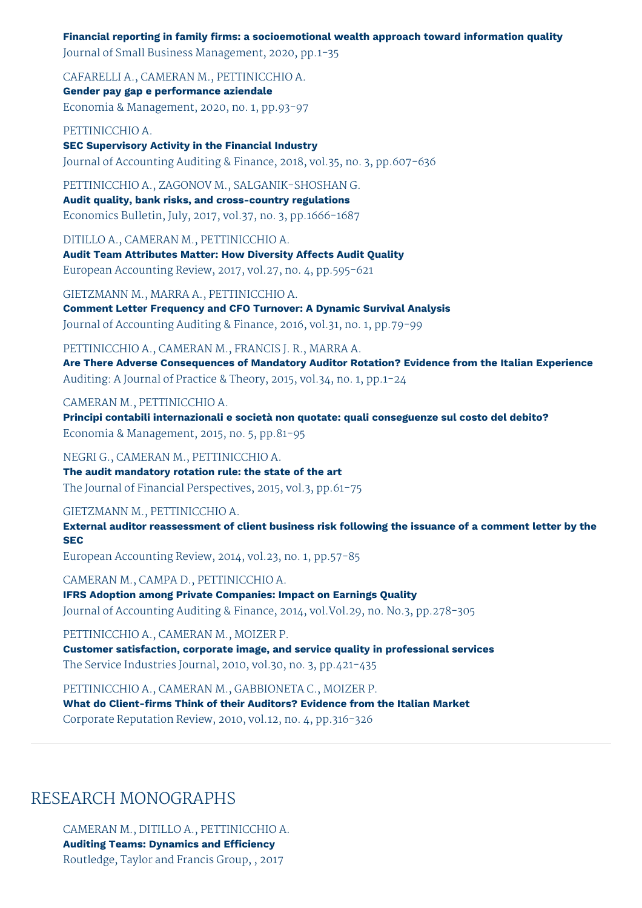**Financial reporting in family firms: a socioemotional wealth approach toward information quality**
Journal of Small Business Management, 2020, pp.1-35

CAFARELLI A., CAMERAN M., PETTINICCHIO A.
**Gender pay gap e performance aziendale**
Economia & Management, 2020, no. 1, pp.93-97

PETTINICCHIO A.
**SEC Supervisory Activity in the Financial Industry**
Journal of Accounting Auditing & Finance, 2018, vol.35, no. 3, pp.607-636

PETTINICCHIO A., ZAGONOV M., SALGANIK-SHOSHAN G.
**Audit quality, bank risks, and cross-country regulations**
Economics Bulletin, July, 2017, vol.37, no. 3, pp.1666-1687

DITILLO A., CAMERAN M., PETTINICCHIO A.
**Audit Team Attributes Matter: How Diversity Affects Audit Quality**
European Accounting Review, 2017, vol.27, no. 4, pp.595-621

GIETZMANN M., MARRA A., PETTINICCHIO A.
**Comment Letter Frequency and CFO Turnover: A Dynamic Survival Analysis**
Journal of Accounting Auditing & Finance, 2016, vol.31, no. 1, pp.79-99

PETTINICCHIO A., CAMERAN M., FRANCIS J. R., MARRA A.
**Are There Adverse Consequences of Mandatory Auditor Rotation? Evidence from the Italian Experience**
Auditing: A Journal of Practice & Theory, 2015, vol.34, no. 1, pp.1-24

CAMERAN M., PETTINICCHIO A.
**Principi contabili internazionali e società non quotate: quali conseguenze sul costo del debito?**
Economia & Management, 2015, no. 5, pp.81-95

NEGRI G., CAMERAN M., PETTINICCHIO A.
**The audit mandatory rotation rule: the state of the art**
The Journal of Financial Perspectives, 2015, vol.3, pp.61-75

GIETZMANN M., PETTINICCHIO A.
**External auditor reassessment of client business risk following the issuance of a comment letter by the SEC**
European Accounting Review, 2014, vol.23, no. 1, pp.57-85

CAMERAN M., CAMPA D., PETTINICCHIO A.
**IFRS Adoption among Private Companies: Impact on Earnings Quality**
Journal of Accounting Auditing & Finance, 2014, vol.Vol.29, no. No.3, pp.278-305

PETTINICCHIO A., CAMERAN M., MOIZER P.
**Customer satisfaction, corporate image, and service quality in professional services**
The Service Industries Journal, 2010, vol.30, no. 3, pp.421-435

PETTINICCHIO A., CAMERAN M., GABBIONETA C., MOIZER P.
**What do Client-firms Think of their Auditors? Evidence from the Italian Market**
Corporate Reputation Review, 2010, vol.12, no. 4, pp.316-326

# RESEARCH MONOGRAPHS

CAMERAN M., DITILLO A., PETTINICCHIO A.
**Auditing Teams: Dynamics and Efficiency**
Routledge, Taylor and Francis Group, , 2017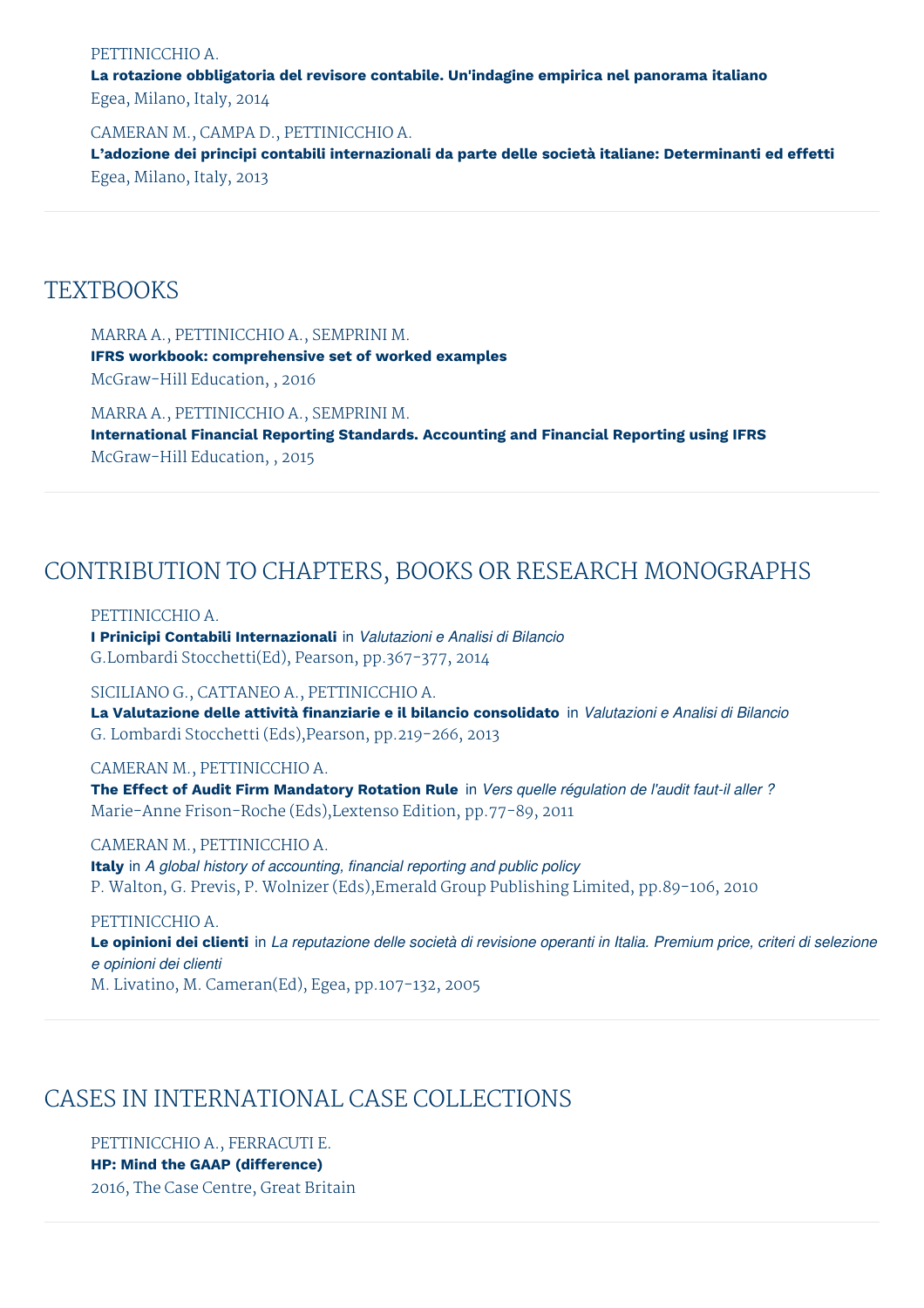PETTINICCHIO A.
**La rotazione obbligatoria del revisore contabile. Un'indagine empirica nel panorama italiano**
Egea, Milano, Italy, 2014

CAMERAN M., CAMPA D., PETTINICCHIO A.
**L'adozione dei principi contabili internazionali da parte delle società italiane: Determinanti ed effetti**
Egea, Milano, Italy, 2013

## TEXTBOOKS

MARRA A., PETTINICCHIO A., SEMPRINI M.
**IFRS workbook: comprehensive set of worked examples**
McGraw-Hill Education, , 2016

MARRA A., PETTINICCHIO A., SEMPRINI M.
**International Financial Reporting Standards. Accounting and Financial Reporting using IFRS**
McGraw-Hill Education, , 2015

## CONTRIBUTION TO CHAPTERS, BOOKS OR RESEARCH MONOGRAPHS

PETTINICCHIO A.
**I Prinicipi Contabili Internazionali** in *Valutazioni e Analisi di Bilancio*
G.Lombardi Stocchetti(Ed), Pearson, pp.367-377, 2014

SICILIANO G., CATTANEO A., PETTINICCHIO A.
**La Valutazione delle attività finanziarie e il bilancio consolidato** in *Valutazioni e Analisi di Bilancio*
G. Lombardi Stocchetti (Eds),Pearson, pp.219-266, 2013

CAMERAN M., PETTINICCHIO A.
**The Effect of Audit Firm Mandatory Rotation Rule** in *Vers quelle régulation de l'audit faut-il aller ?*
Marie-Anne Frison-Roche (Eds),Lextenso Edition, pp.77-89, 2011

CAMERAN M., PETTINICCHIO A.
**Italy** in *A global history of accounting, financial reporting and public policy*
P. Walton, G. Previs, P. Wolnizer (Eds),Emerald Group Publishing Limited, pp.89-106, 2010

PETTINICCHIO A.
**Le opinioni dei clienti** in *La reputazione delle società di revisione operanti in Italia. Premium price, criteri di selezione e opinioni dei clienti*
M. Livatino, M. Cameran(Ed), Egea, pp.107-132, 2005

## CASES IN INTERNATIONAL CASE COLLECTIONS

PETTINICCHIO A., FERRACUTI E.
**HP: Mind the GAAP (difference)**
2016, The Case Centre, Great Britain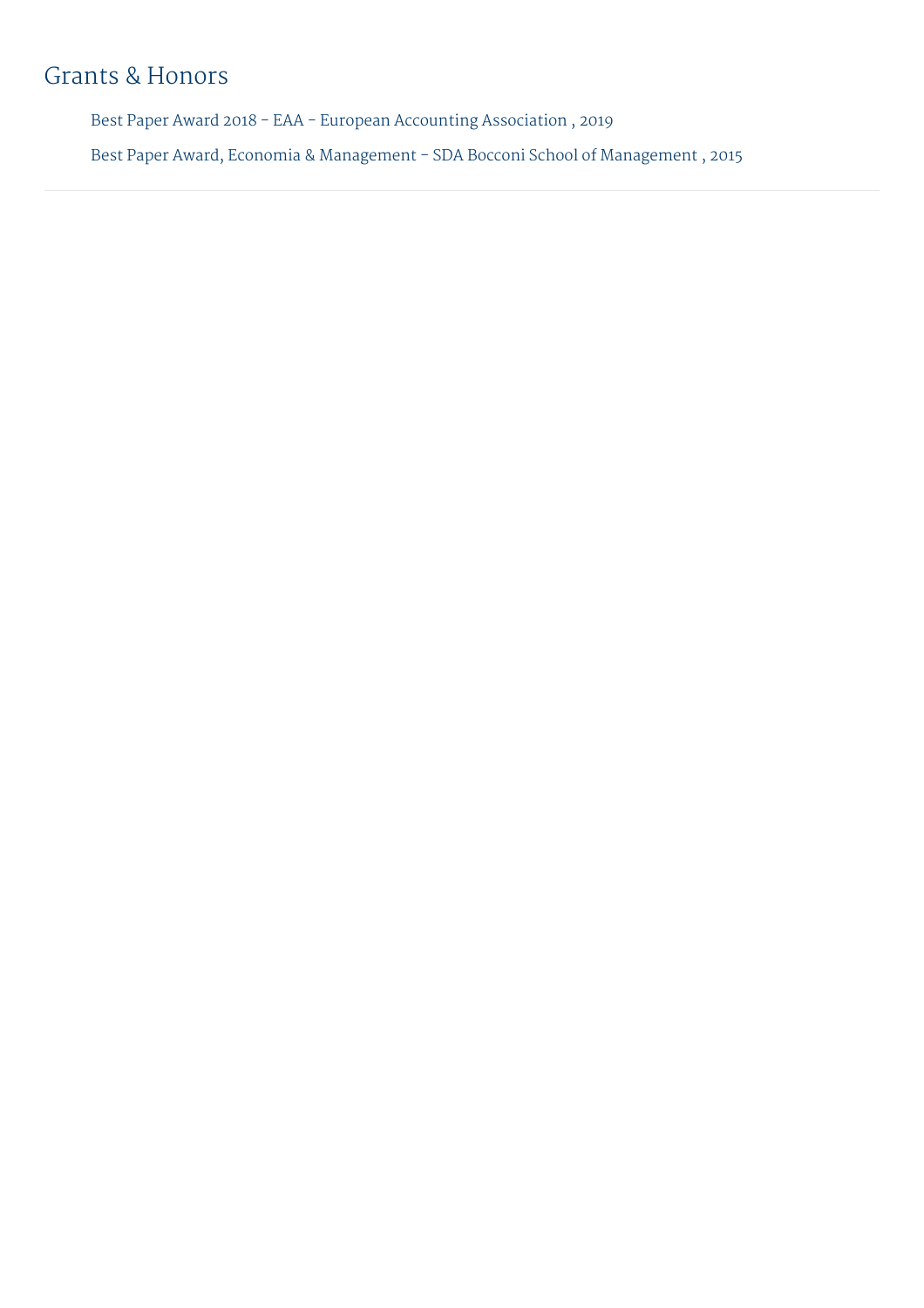## Grants & Honors

- Best Paper Award 2018 - EAA - European Accounting Association , 2019
- Best Paper Award, Economia & Management - SDA Bocconi School of Management , 2015